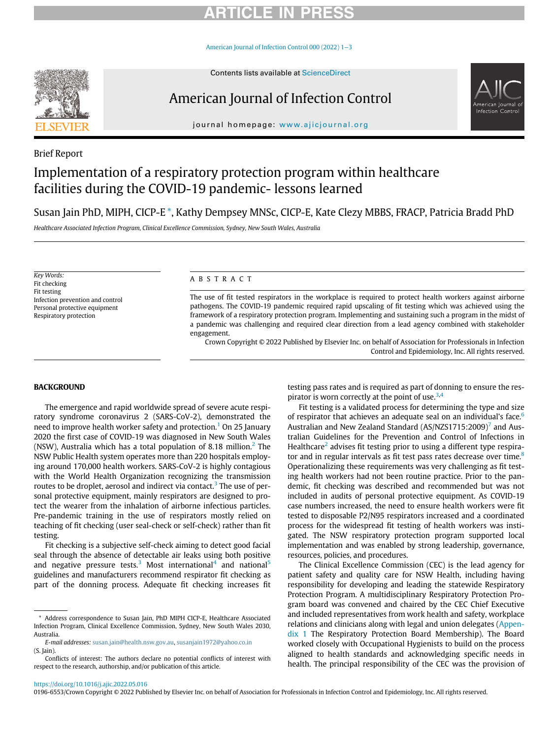Brief Report

# Implementation of a respiratory protection program within healthcare facilities during the COVID-19 pandemic- lessons learned

Susan Jain PhD, MIPH, CICP-E *, Kathy Dempsey MNSc, CICP-E, Kate Clezy MBBS, FRACP, Patricia Bradd PhD

*Healthcare Associated Infection Program, Clinical Excellence Commission, Sydney, New South Wales, Australia*

*Key Words:*
Fit checking
Fit testing
Infection prevention and control
Personal protective equipment
Respiratory protection

## ABSTRACT

The use of fit tested respirators in the workplace is required to protect health workers against airborne pathogens. The COVID-19 pandemic required rapid upscaling of fit testing which was achieved using the framework of a respiratory protection program. Implementing and sustaining such a program in the midst of a pandemic was challenging and required clear direction from a lead agency combined with stakeholder engagement.

Crown Copyright © 2022 Published by Elsevier Inc. on behalf of Association for Professionals in Infection Control and Epidemiology, Inc. All rights reserved.

## BACKGROUND

The emergence and rapid worldwide spread of severe acute respiratory syndrome coronavirus 2 (SARS-CoV-2), demonstrated the need to improve health worker safety and protection.[1] On 25 January 2020 the first case of COVID-19 was diagnosed in New South Wales (NSW), Australia which has a total population of 8.18 million.[2] The NSW Public Health system operates more than 220 hospitals employing around 170,000 health workers. SARS-CoV-2 is highly contagious with the World Health Organization recognizing the transmission routes to be droplet, aerosol and indirect via contact.[3] The use of personal protective equipment, mainly respirators are designed to protect the wearer from the inhalation of airborne infectious particles. Pre-pandemic training in the use of respirators mostly relied on teaching of fit checking (user seal-check or self-check) rather than fit testing.

Fit checking is a subjective self-check aiming to detect good facial seal through the absence of detectable air leaks using both positive and negative pressure tests.[3] Most international[4] and national[5] guidelines and manufacturers recommend respirator fit checking as part of the donning process. Adequate fit checking increases fit testing pass rates and is required as part of donning to ensure the respirator is worn correctly at the point of use.[3,4]

Fit testing is a validated process for determining the type and size of respirator that achieves an adequate seal on an individual's face.[6] Australian and New Zealand Standard (AS/NZS1715:2009)[7] and Australian Guidelines for the Prevention and Control of Infections in Healthcare[2] advises fit testing prior to using a different type respirator and in regular intervals as fit test pass rates decrease over time.[8] Operationalizing these requirements was very challenging as fit testing health workers had not been routine practice. Prior to the pandemic, fit checking was described and recommended but was not included in audits of personal protective equipment. As COVID-19 case numbers increased, the need to ensure health workers were fit tested to disposable P2/N95 respirators increased and a coordinated process for the widespread fit testing of health workers was instigated. The NSW respiratory protection program supported local implementation and was enabled by strong leadership, governance, resources, policies, and procedures.

The Clinical Excellence Commission (CEC) is the lead agency for patient safety and quality care for NSW Health, including having responsibility for developing and leading the statewide Respiratory Protection Program. A multidisciplinary Respiratory Protection Program board was convened and chaired by the CEC Chief Executive and included representatives from work health and safety, workplace relations and clinicians along with legal and union delegates (Appendix 1 The Respiratory Protection Board Membership). The Board worked closely with Occupational Hygienists to build on the process aligned to health standards and acknowledging specific needs in health. The principal responsibility of the CEC was the provision of

* Address correspondence to Susan Jain, PhD MIPH CICP-E, Healthcare Associated Infection Program, Clinical Excellence Commission, Sydney, New South Wales 2030, Australia.

*E-mail addresses:* susan.jain@health.nsw.gov.au, susanjain1972@yahoo.co.in (S. Jain).

Conflicts of interest: The authors declare no potential conflicts of interest with respect to the research, authorship, and/or publication of this article.

https://doi.org/10.1016/j.ajic.2022.05.016

0196-6553/Crown Copyright © 2022 Published by Elsevier Inc. on behalf of Association for Professionals in Infection Control and Epidemiology, Inc. All rights reserved.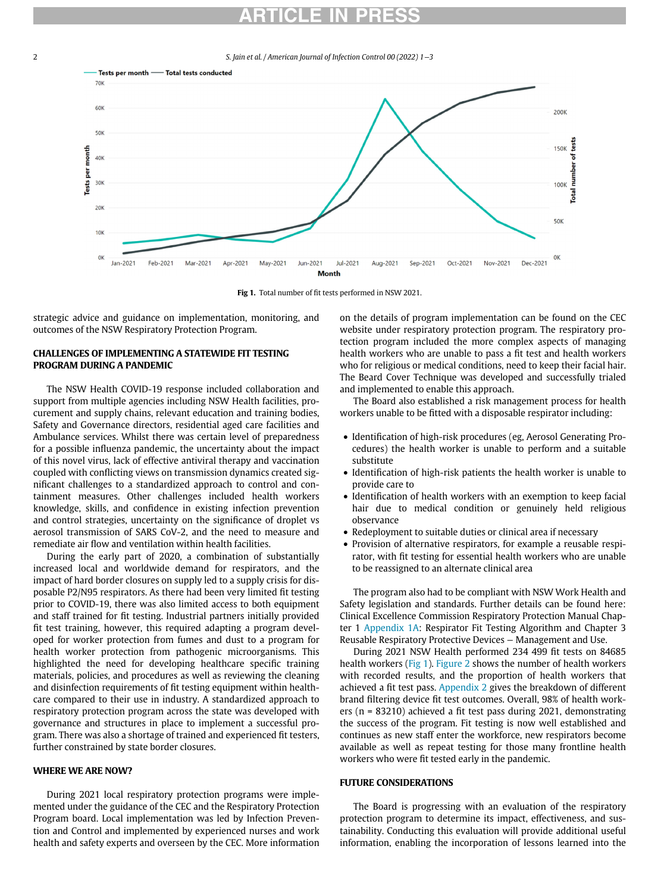Fig 1. Total number of fit tests performed in NSW 2021.

strategic advice and guidance on implementation, monitoring, and outcomes of the NSW Respiratory Protection Program.

## CHALLENGES OF IMPLEMENTING A STATEWIDE FIT TESTING PROGRAM DURING A PANDEMIC

The NSW Health COVID-19 response included collaboration and support from multiple agencies including NSW Health facilities, procurement and supply chains, relevant education and training bodies, Safety and Governance directors, residential aged care facilities and Ambulance services. Whilst there was certain level of preparedness for a possible influenza pandemic, the uncertainty about the impact of this novel virus, lack of effective antiviral therapy and vaccination coupled with conflicting views on transmission dynamics created significant challenges to a standardized approach to control and containment measures. Other challenges included health workers knowledge, skills, and confidence in existing infection prevention and control strategies, uncertainty on the significance of droplet vs aerosol transmission of SARS CoV-2, and the need to measure and remediate air flow and ventilation within health facilities.

During the early part of 2020, a combination of substantially increased local and worldwide demand for respirators, and the impact of hard border closures on supply led to a supply crisis for disposable P2/N95 respirators. As there had been very limited fit testing prior to COVID-19, there was also limited access to both equipment and staff trained for fit testing. Industrial partners initially provided fit test training, however, this required adapting a program developed for worker protection from fumes and dust to a program for health worker protection from pathogenic microorganisms. This highlighted the need for developing healthcare specific training materials, policies, and procedures as well as reviewing the cleaning and disinfection requirements of fit testing equipment within healthcare compared to their use in industry. A standardized approach to respiratory protection program across the state was developed with governance and structures in place to implement a successful program. There was also a shortage of trained and experienced fit testers, further constrained by state border closures.

## WHERE WE ARE NOW?

During 2021 local respiratory protection programs were implemented under the guidance of the CEC and the Respiratory Protection Program board. Local implementation was led by Infection Prevention and Control and implemented by experienced nurses and work health and safety experts and overseen by the CEC. More information on the details of program implementation can be found on the CEC website under respiratory protection program. The respiratory protection program included the more complex aspects of managing health workers who are unable to pass a fit test and health workers who for religious or medical conditions, need to keep their facial hair. The Beard Cover Technique was developed and successfully trialed and implemented to enable this approach.

The Board also established a risk management process for health workers unable to be fitted with a disposable respirator including:

- Identification of high-risk procedures (eg, Aerosol Generating Procedures) the health worker is unable to perform and a suitable substitute
- Identification of high-risk patients the health worker is unable to provide care to
- Identification of health workers with an exemption to keep facial hair due to medical condition or genuinely held religious observance
- Redeployment to suitable duties or clinical area if necessary
- Provision of alternative respirators, for example a reusable respirator, with fit testing for essential health workers who are unable to be reassigned to an alternate clinical area

The program also had to be compliant with NSW Work Health and Safety legislation and standards. Further details can be found here: Clinical Excellence Commission Respiratory Protection Manual Chapter 1 Appendix 1A: Respirator Fit Testing Algorithm and Chapter 3 Reusable Respiratory Protective Devices – Management and Use.

During 2021 NSW Health performed 234 499 fit tests on 84685 health workers (Fig 1). Figure 2 shows the number of health workers with recorded results, and the proportion of health workers that achieved a fit test pass. Appendix 2 gives the breakdown of different brand filtering device fit test outcomes. Overall, 98% of health workers (n = 83210) achieved a fit test pass during 2021, demonstrating the success of the program. Fit testing is now well established and continues as new staff enter the workforce, new respirators become available as well as repeat testing for those many frontline health workers who were fit tested early in the pandemic.

## FUTURE CONSIDERATIONS

The Board is progressing with an evaluation of the respiratory protection program to determine its impact, effectiveness, and sustainability. Conducting this evaluation will provide additional useful information, enabling the incorporation of lessons learned into the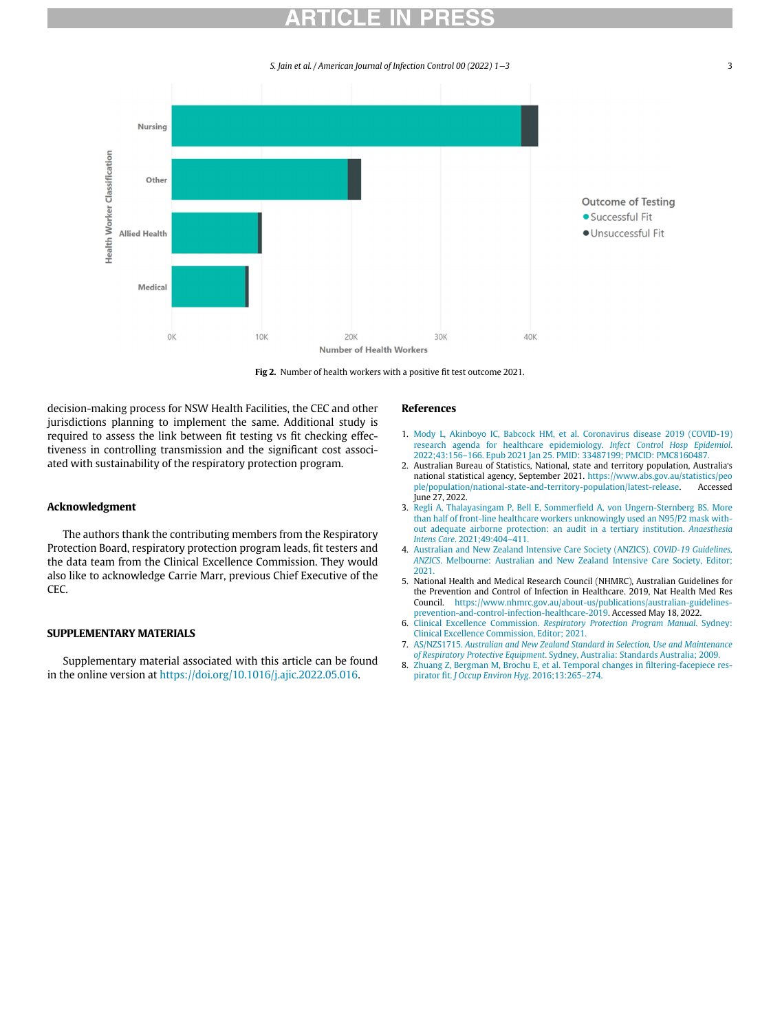Nursing
Other
Allied Health
Medical

Health Worker Classification

0K
10K
20K
30K
40K

Number of Health Workers

Outcome of Testing
Successful Fit
Unsuccessful Fit

**Fig 2.** Number of health workers with a positive fit test outcome 2021.

decision-making process for NSW Health Facilities, the CEC and other jurisdictions planning to implement the same. Additional study is required to assess the link between fit testing vs fit checking effectiveness in controlling transmission and the significant cost associated with sustainability of the respiratory protection program.

## Acknowledgment

The authors thank the contributing members from the Respiratory Protection Board, respiratory protection program leads, fit testers and the data team from the Clinical Excellence Commission. They would also like to acknowledge Carrie Marr, previous Chief Executive of the CEC.

## SUPPLEMENTARY MATERIALS

Supplementary material associated with this article can be found in the online version at https://doi.org/10.1016/j.ajic.2022.05.016.

## References

1. Mody L, Akinboyo IC, Babcock HM, et al. Coronavirus disease 2019 (COVID-19) research agenda for healthcare epidemiology. *Infect Control Hosp Epidemiol*. 2022;43:156–166. Epub 2021 Jan 25. PMID: 33487199; PMCID: PMC8160487.
2. Australian Bureau of Statistics, National, state and territory population, Australia's national statistical agency, September 2021. https://www.abs.gov.au/statistics/people/population/national-state-and-territory-population/latest-release. Accessed June 27, 2022.
3. Regli A, Thalayasingam P, Bell E, Sommerfield A, von Ungern-Sternberg BS. More than half of front-line healthcare workers unknowingly used an N95/P2 mask without adequate airborne protection: an audit in a tertiary institution. *Anaesthesia Intens Care*. 2021;49:404–411.
4. Australian and New Zealand Intensive Care Society (ANZICS). *COVID-19 Guidelines, ANZICS*. Melbourne: Australian and New Zealand Intensive Care Society, Editor; 2021.
5. National Health and Medical Research Council (NHMRC), Australian Guidelines for the Prevention and Control of Infection in Healthcare. 2019, Nat Health Med Res Council. https://www.nhmrc.gov.au/about-us/publications/australian-guidelines-prevention-and-control-infection-healthcare-2019. Accessed May 18, 2022.
6. Clinical Excellence Commission. *Respiratory Protection Program Manual*. Sydney: Clinical Excellence Commission, Editor; 2021.
7. AS/NZS1715. *Australian and New Zealand Standard in Selection, Use and Maintenance of Respiratory Protective Equipment*. Sydney, Australia: Standards Australia; 2009.
8. Zhuang Z, Bergman M, Brochu E, et al. Temporal changes in filtering-facepiece respirator fit. *J Occup Environ Hyg*. 2016;13:265–274.